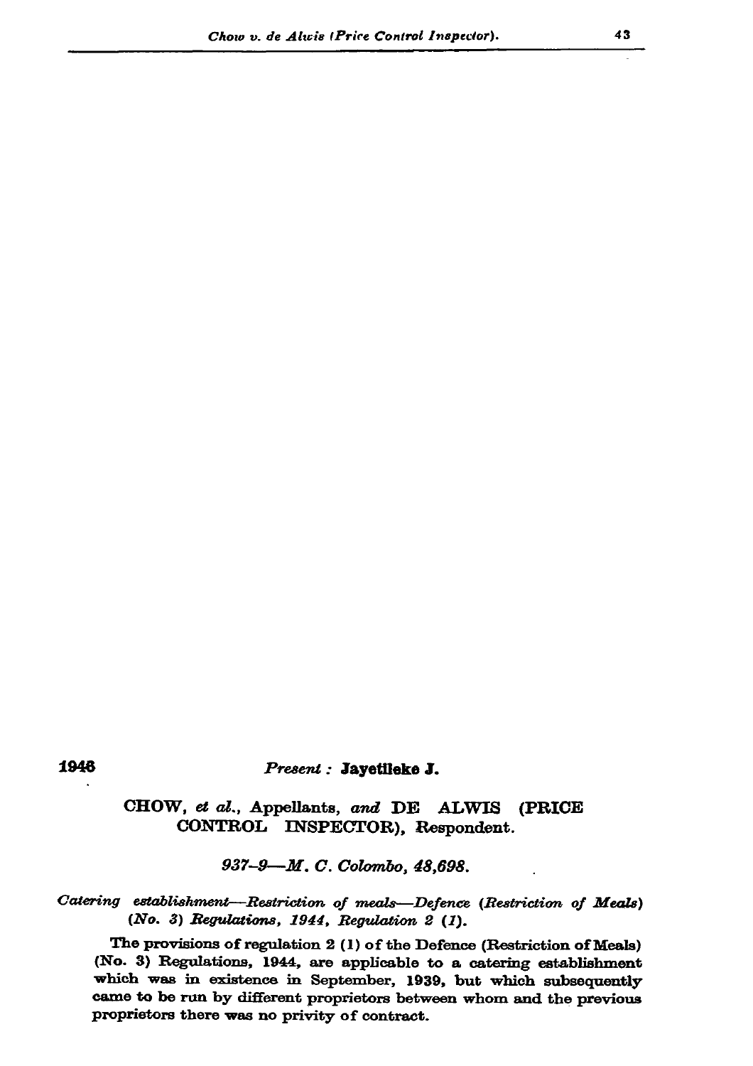1946

*Present :* **Jayetileke J.**

**CHOW,** *et al.*, **Appellants,** *and* **DE ALWIS (PRICE CONTROL INSPECTOR), Respondent.**

*937-9—M. C. Colombo, 48,698.*

*Catering establishment—Restriction of meals—Defence (Restriction of Meals) (No. 3) Regulations, 1944, Regulation 2 (1).*

The provisions of regulation 2 (1) of the Defence (Restriction of Meals) (No. 3) Regulations, 1944, are applicable to a catering establishment which was in existence in September, 1939, but which subsequently came to be run by different proprietors between whom and the previous proprietors there was no privity of contract.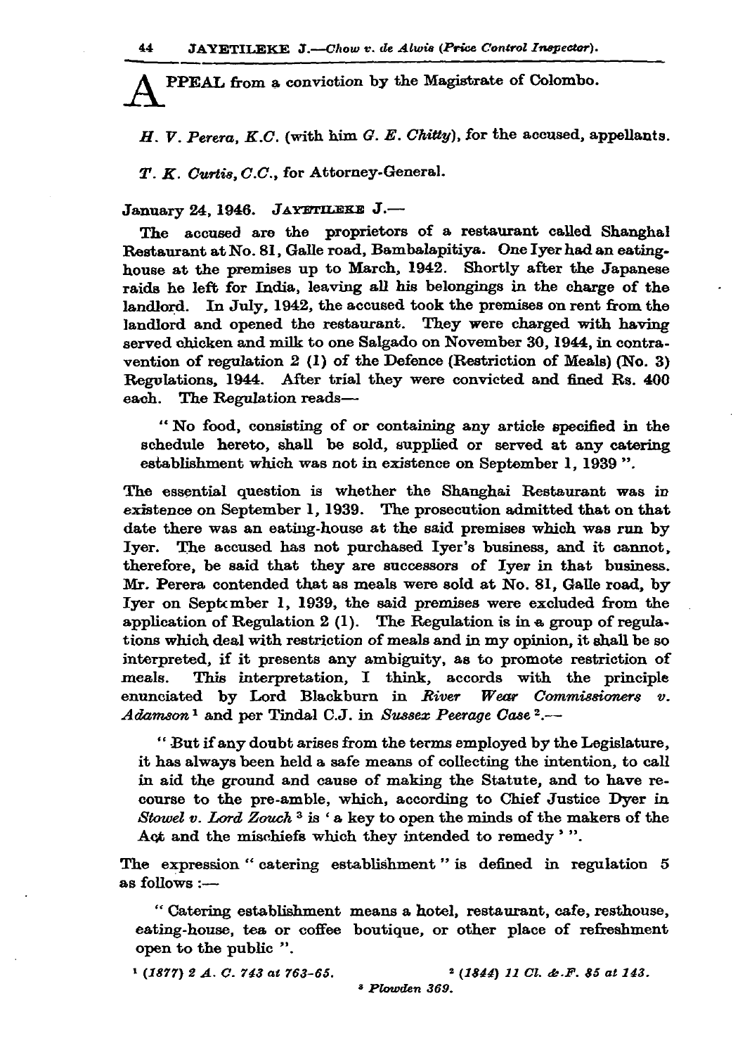APPEAL from a conviction by the Magistrate of Colombo.

*H. V. Perera, K.C.* (with him *G. E. Chitty*), for the accused, appellants.

*T. K. Curtis, C.C.*, for Attorney-General.

January 24, 1946. JAYETILEKE J.—

The accused are the proprietors of a restaurant called Shanghai Restaurant at No. 81, Galle road, Bambalapitiya. One Iyer had an eating-house at the premises up to March, 1942. Shortly after the Japanese raids he left for India, leaving all his belongings in the charge of the landlord. In July, 1942, the accused took the premises on rent from the landlord and opened the restaurant. They were charged with having served chicken and milk to one Salgado on November 30, 1944, in contravention of regulation 2 (1) of the Defence (Restriction of Meals) (No. 3) Regulations, 1944. After trial they were convicted and fined Rs. 400 each. The Regulation reads—

> " No food, consisting of or containing any article specified in the schedule hereto, shall be sold, supplied or served at any catering establishment which was not in existence on September 1, 1939 ".

The essential question is whether the Shanghai Restaurant was in existence on September 1, 1939. The prosecution admitted that on that date there was an eating-house at the said premises which was run by Iyer. The accused has not purchased Iyer's business, and it cannot, therefore, be said that they are successors of Iyer in that business. Mr. Perera contended that as meals were sold at No. 81, Galle road, by Iyer on September 1, 1939, the said premises were excluded from the application of Regulation 2 (1). The Regulation is in a group of regulations which deal with restriction of meals and in my opinion, it shall be so interpreted, if it presents any ambiguity, as to promote restriction of meals. This interpretation, I think, accords with the principle enunciated by Lord Blackburn in *River Wear Commissioners v. Adamson* [1] and per Tindal C.J. in *Sussex Peerage Case* [2].—

> " But if any doubt arises from the terms employed by the Legislature, it has always been held a safe means of collecting the intention, to call in aid the ground and cause of making the Statute, and to have recourse to the pre-amble, which, according to Chief Justice Dyer in *Stowel v. Lord Zouch* [3] is ' a key to open the minds of the makers of the Act and the mischiefs which they intended to remedy ' ".

The expression " catering establishment " is defined in regulation 5 as follows :—

> " Catering establishment means a hotel, restaurant, cafe, resthouse, eating-house, tea or coffee boutique, or other place of refreshment open to the public ".

[1] *(1877) 2 A. C. 743 at 763-65.*

[2] *(1844) 11 Cl. & F. 85 at 143.*

[3] *Plowden 369.*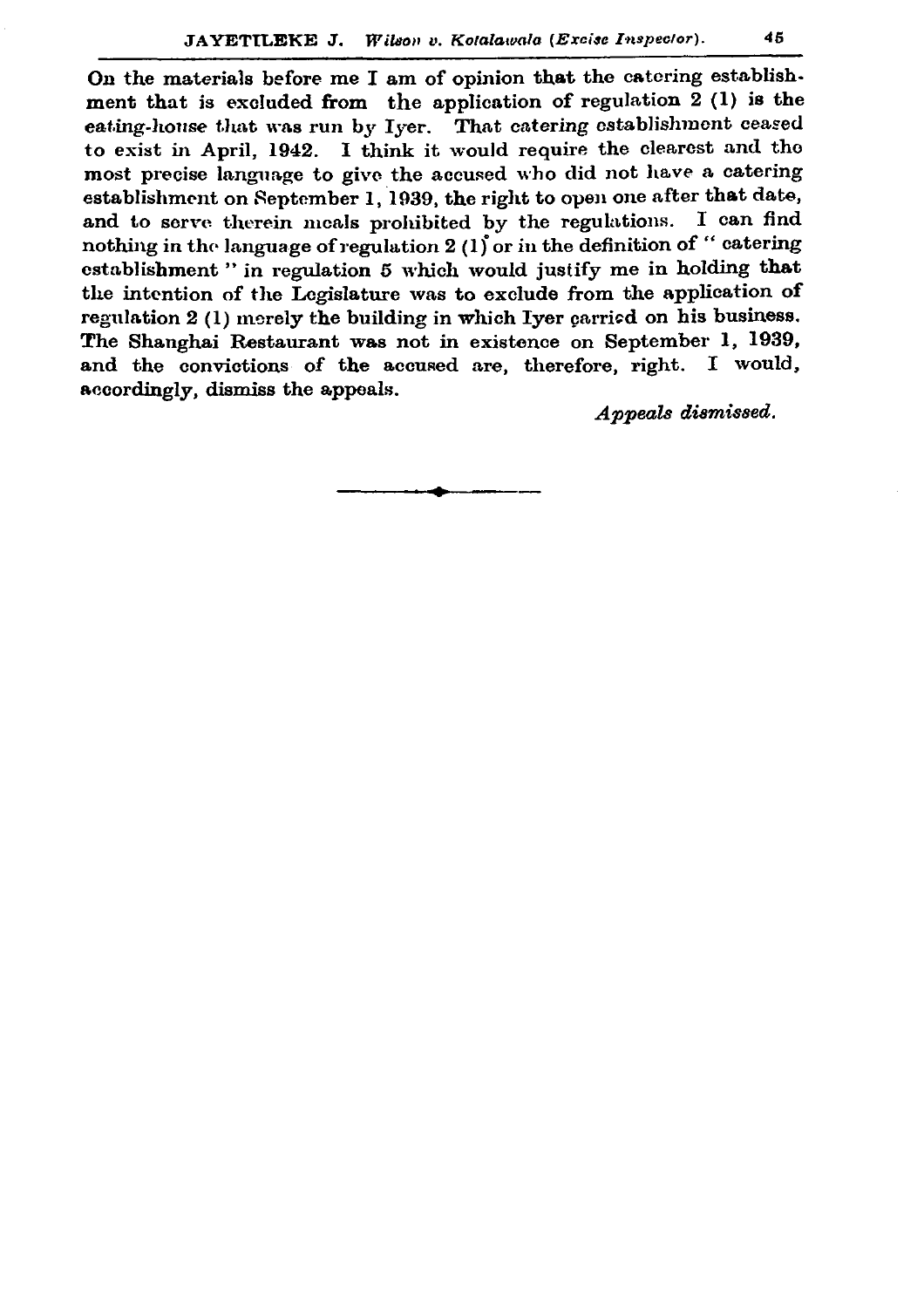On the materials before me I am of opinion that the catering establishment that is excluded from the application of regulation 2 (1) is the eating-house that was run by Iyer. That catering establishment ceased to exist in April, 1942. I think it would require the clearest and the most precise language to give the accused who did not have a catering establishment on September 1, 1939, the right to open one after that date, and to serve therein meals prohibited by the regulations. I can find nothing in the language of regulation 2 (1) or in the definition of " catering establishment " in regulation 5 which would justify me in holding that the intention of the Legislature was to exclude from the application of regulation 2 (1) merely the building in which Iyer carried on his business. The Shanghai Restaurant was not in existence on September 1, 1939, and the convictions of the accused are, therefore, right. I would, accordingly, dismiss the appeals.

*Appeals dismissed.*